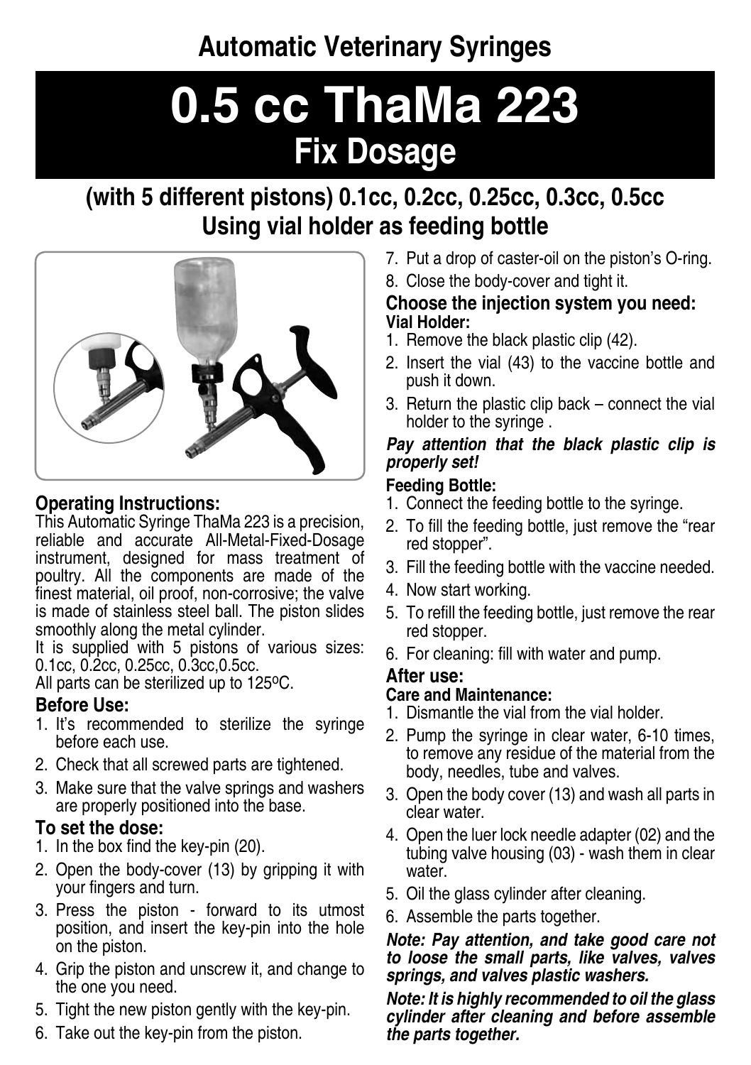## Automatic Veterinary Syringes

# 0.5 cc ThaMa 223
# Fix Dosage

## (with 5 different pistons) 0.1cc, 0.2cc, 0.25cc, 0.3cc, 0.5cc
## Using vial holder as feeding bottle

### Operating Instructions:

This Automatic Syringe ThaMa 223 is a precision, reliable and accurate All-Metal-Fixed-Dosage instrument, designed for mass treatment of poultry. All the components are made of the finest material, oil proof, non-corrosive; the valve is made of stainless steel ball. The piston slides smoothly along the metal cylinder.

It is supplied with 5 pistons of various sizes: 0.1cc, 0.2cc, 0.25cc, 0.3cc,0.5cc.

All parts can be sterilized up to 125ºC.

### Before Use:

1. It's recommended to sterilize the syringe before each use.
2. Check that all screwed parts are tightened.
3. Make sure that the valve springs and washers are properly positioned into the base.

### To set the dose:

1. In the box find the key-pin (20).
2. Open the body-cover (13) by gripping it with your fingers and turn.
3. Press the piston - forward to its utmost position, and insert the key-pin into the hole on the piston.
4. Grip the piston and unscrew it, and change to the one you need.
5. Tight the new piston gently with the key-pin.
6. Take out the key-pin from the piston.
7. Put a drop of caster-oil on the piston's O-ring.
8. Close the body-cover and tight it.

### Choose the injection system you need:

**Vial Holder:**

1. Remove the black plastic clip (42).
2. Insert the vial (43) to the vaccine bottle and push it down.
3. Return the plastic clip back – connect the vial holder to the syringe .

***Pay attention that the black plastic clip is properly set!***

**Feeding Bottle:**

1. Connect the feeding bottle to the syringe.
2. To fill the feeding bottle, just remove the "rear red stopper".
3. Fill the feeding bottle with the vaccine needed.
4. Now start working.
5. To refill the feeding bottle, just remove the rear red stopper.
6. For cleaning: fill with water and pump.

### After use:

**Care and Maintenance:**

1. Dismantle the vial from the vial holder.
2. Pump the syringe in clear water, 6-10 times, to remove any residue of the material from the body, needles, tube and valves.
3. Open the body cover (13) and wash all parts in clear water.
4. Open the luer lock needle adapter (02) and the tubing valve housing (03) - wash them in clear water.
5. Oil the glass cylinder after cleaning.
6. Assemble the parts together.

***Note: Pay attention, and take good care not to loose the small parts, like valves, valves springs, and valves plastic washers.***

***Note: It is highly recommended to oil the glass cylinder after cleaning and before assemble the parts together.***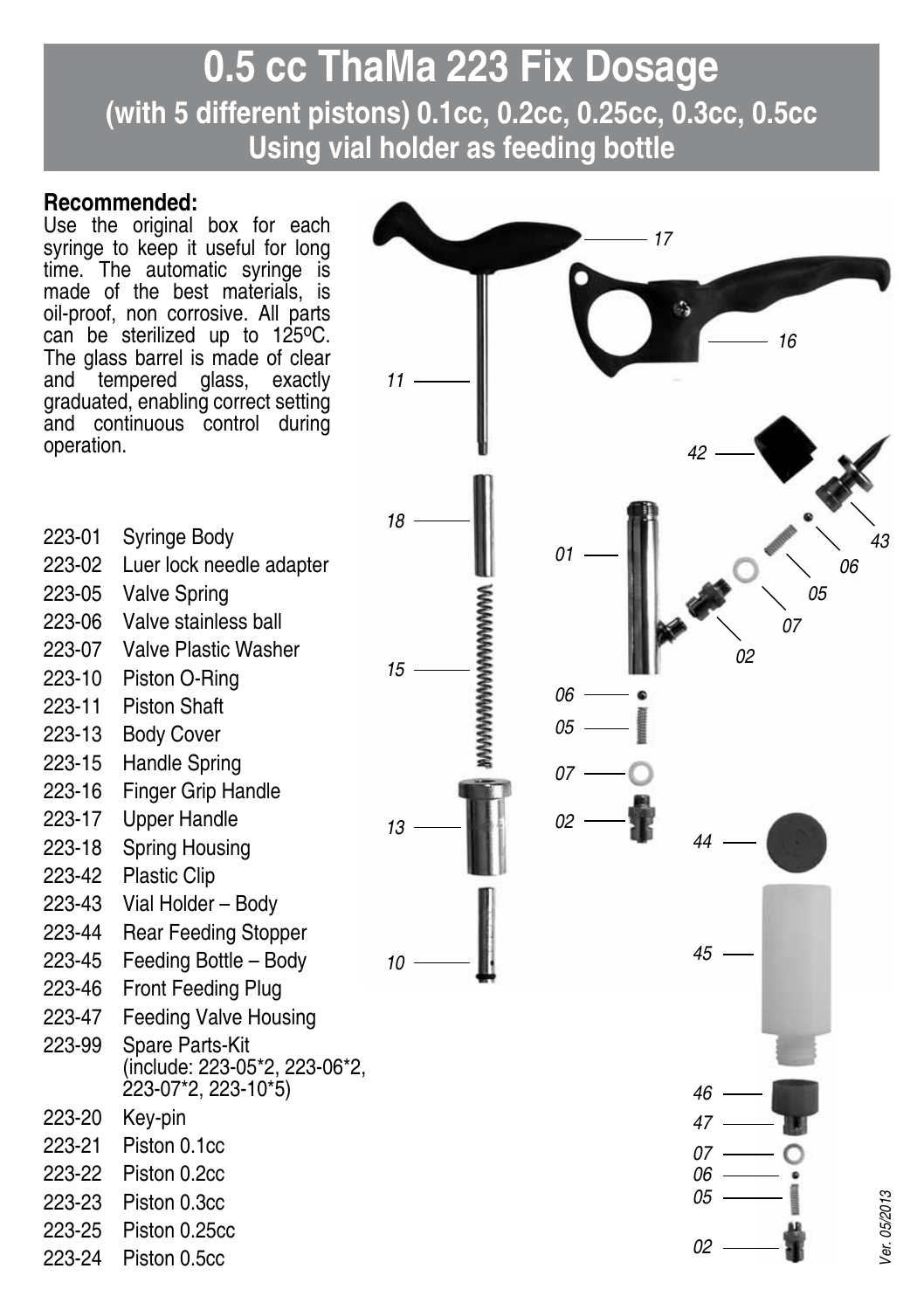# 0.5 cc ThaMa 223 Fix Dosage

## (with 5 different pistons) 0.1cc, 0.2cc, 0.25cc, 0.3cc, 0.5cc
## Using vial holder as feeding bottle

**Recommended:**
Use the original box for each syringe to keep it useful for long time. The automatic syringe is made of the best materials, is oil-proof, non corrosive. All parts can be sterilized up to 125ºC. The glass barrel is made of clear and tempered glass, exactly graduated, enabling correct setting and continuous control during operation.

| | |
|---|---|
| 223-01 | Syringe Body |
| 223-02 | Luer lock needle adapter |
| 223-05 | Valve Spring |
| 223-06 | Valve stainless ball |
| 223-07 | Valve Plastic Washer |
| 223-10 | Piston O-Ring |
| 223-11 | Piston Shaft |
| 223-13 | Body Cover |
| 223-15 | Handle Spring |
| 223-16 | Finger Grip Handle |
| 223-17 | Upper Handle |
| 223-18 | Spring Housing |
| 223-42 | Plastic Clip |
| 223-43 | Vial Holder – Body |
| 223-44 | Rear Feeding Stopper |
| 223-45 | Feeding Bottle – Body |
| 223-46 | Front Feeding Plug |
| 223-47 | Feeding Valve Housing |
| 223-99 | Spare Parts-Kit (include: 223-05*2, 223-06*2, 223-07*2, 223-10*5) |
| 223-20 | Key-pin |
| 223-21 | Piston 0.1cc |
| 223-22 | Piston 0.2cc |
| 223-23 | Piston 0.3cc |
| 223-25 | Piston 0.25cc |
| 223-24 | Piston 0.5cc |

17
16
11
42
43
06
05
07
02
18
01
15
06
05
07
02
13
44
45
10
46
47
07
06
05
02

Ver. 05/2013